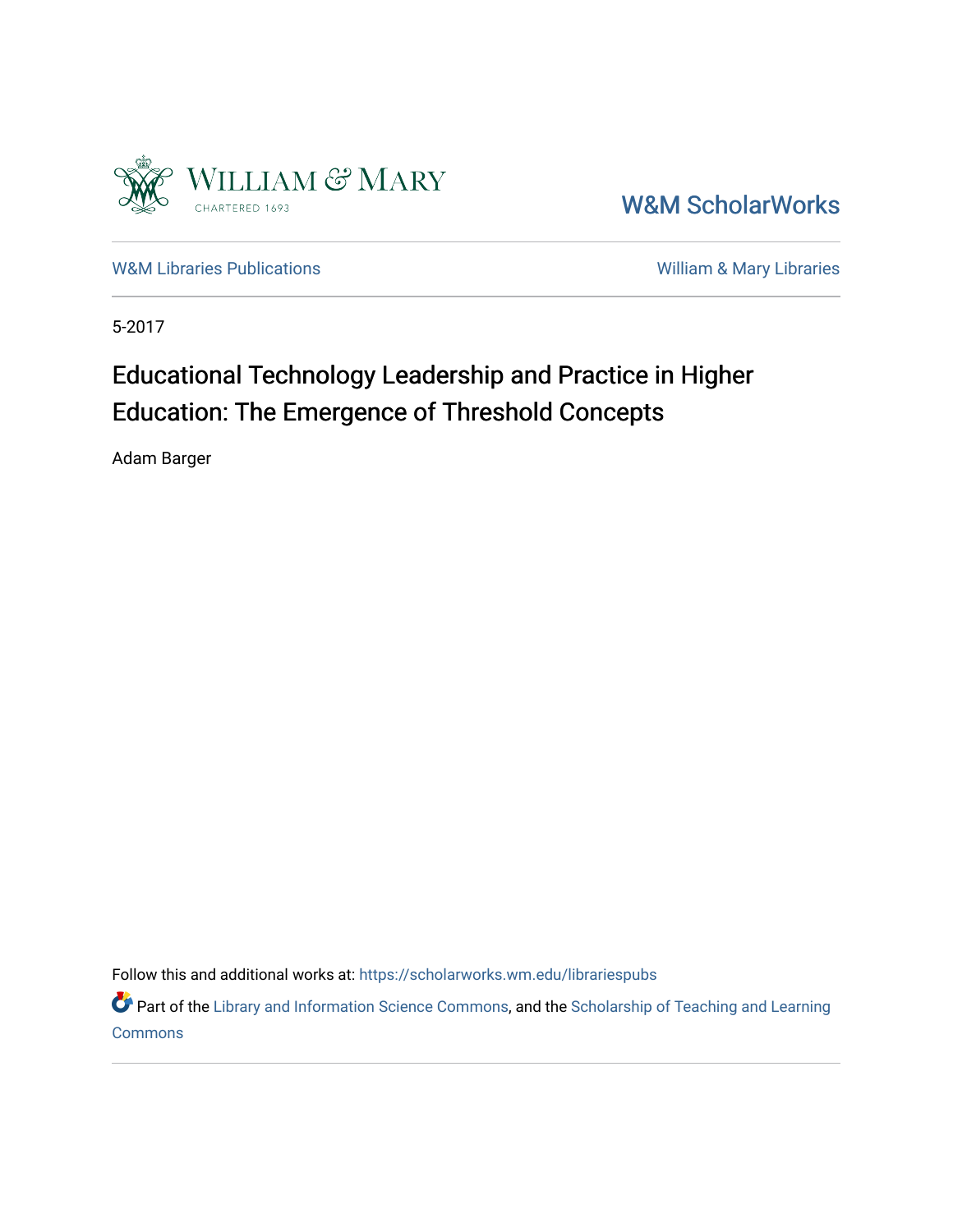William & Mary
CHARTERED 1693

W&M ScholarWorks

W&M Libraries Publications | William & Mary Libraries

5-2017

# Educational Technology Leadership and Practice in Higher Education: The Emergence of Threshold Concepts

Adam Barger

Follow this and additional works at: https://scholarworks.wm.edu/librariespubs

Part of the Library and Information Science Commons, and the Scholarship of Teaching and Learning Commons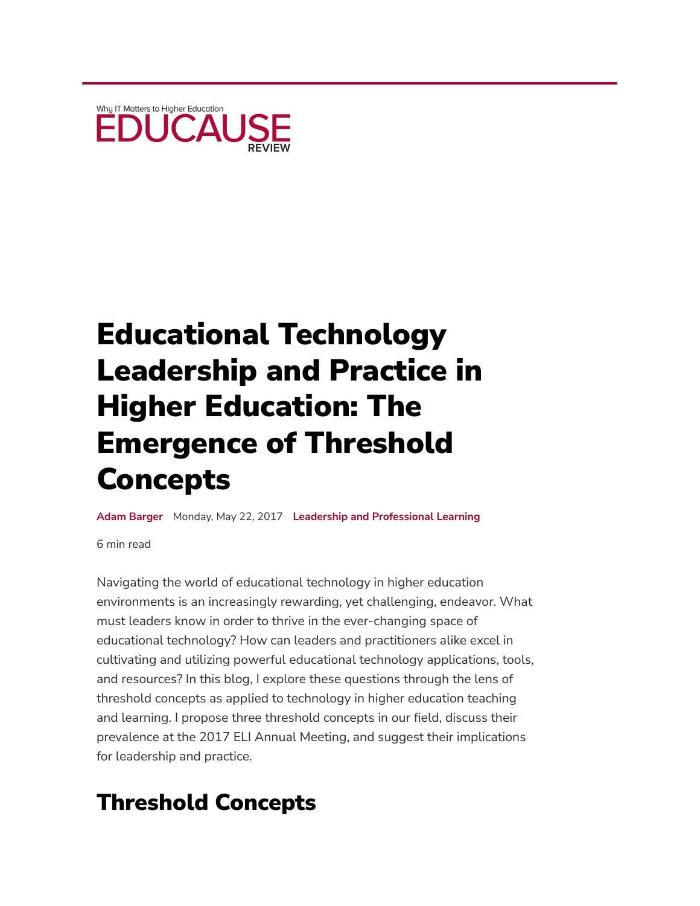Why IT Matters to Higher Education

EDUCAUSE REVIEW

# Educational Technology Leadership and Practice in Higher Education: The Emergence of Threshold Concepts

**Adam Barger** Monday, May 22, 2017 **Leadership and Professional Learning**

6 min read

Navigating the world of educational technology in higher education environments is an increasingly rewarding, yet challenging, endeavor. What must leaders know in order to thrive in the ever-changing space of educational technology? How can leaders and practitioners alike excel in cultivating and utilizing powerful educational technology applications, tools, and resources? In this blog, I explore these questions through the lens of threshold concepts as applied to technology in higher education teaching and learning. I propose three threshold concepts in our field, discuss their prevalence at the 2017 ELI Annual Meeting, and suggest their implications for leadership and practice.

## Threshold Concepts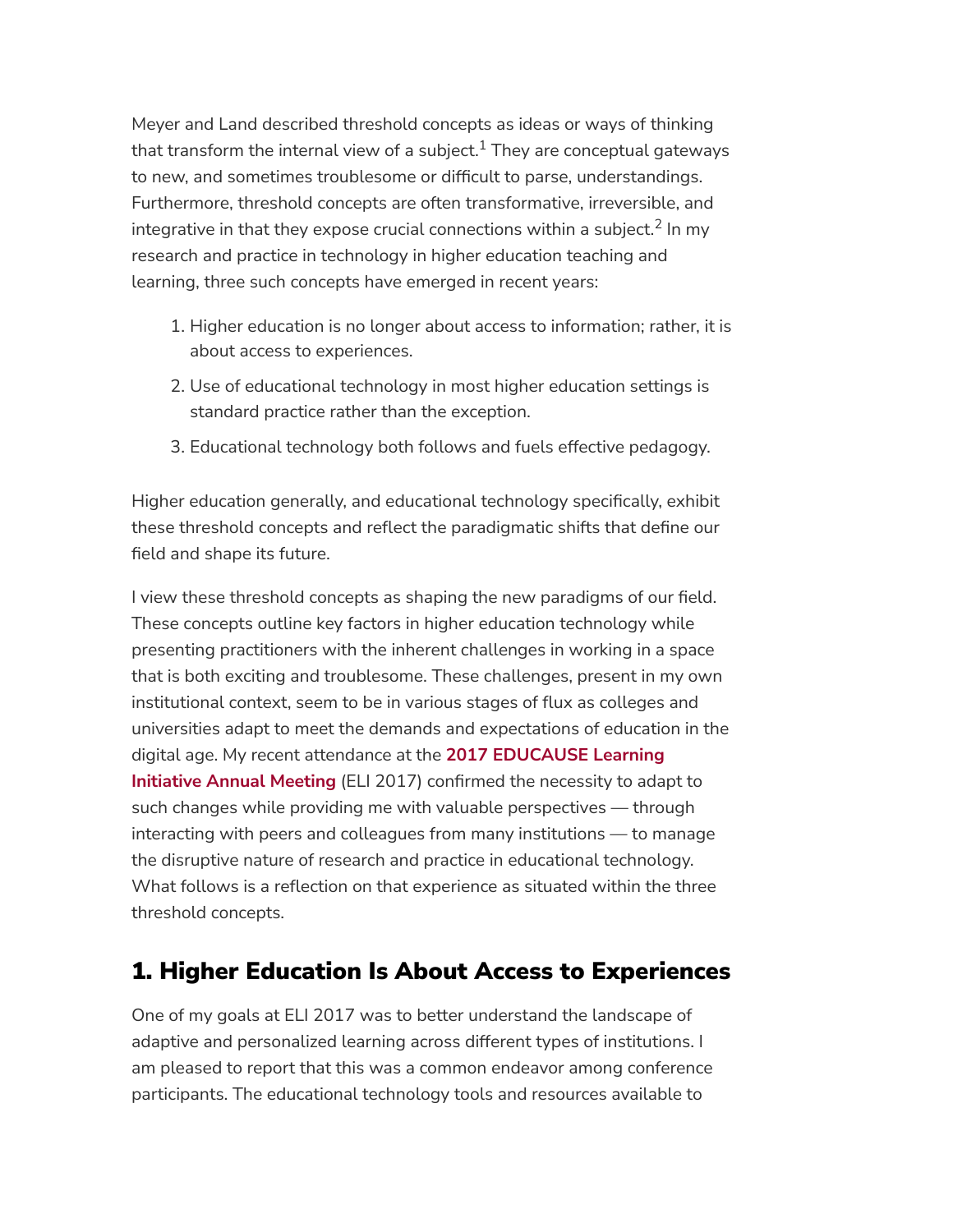Meyer and Land described threshold concepts as ideas or ways of thinking that transform the internal view of a subject.[1] They are conceptual gateways to new, and sometimes troublesome or difficult to parse, understandings. Furthermore, threshold concepts are often transformative, irreversible, and integrative in that they expose crucial connections within a subject.[2] In my research and practice in technology in higher education teaching and learning, three such concepts have emerged in recent years:

1. Higher education is no longer about access to information; rather, it is about access to experiences.
2. Use of educational technology in most higher education settings is standard practice rather than the exception.
3. Educational technology both follows and fuels effective pedagogy.

Higher education generally, and educational technology specifically, exhibit these threshold concepts and reflect the paradigmatic shifts that define our field and shape its future.

I view these threshold concepts as shaping the new paradigms of our field. These concepts outline key factors in higher education technology while presenting practitioners with the inherent challenges in working in a space that is both exciting and troublesome. These challenges, present in my own institutional context, seem to be in various stages of flux as colleges and universities adapt to meet the demands and expectations of education in the digital age. My recent attendance at the **2017 EDUCAUSE Learning Initiative Annual Meeting** (ELI 2017) confirmed the necessity to adapt to such changes while providing me with valuable perspectives — through interacting with peers and colleagues from many institutions — to manage the disruptive nature of research and practice in educational technology. What follows is a reflection on that experience as situated within the three threshold concepts.

## 1. Higher Education Is About Access to Experiences

One of my goals at ELI 2017 was to better understand the landscape of adaptive and personalized learning across different types of institutions. I am pleased to report that this was a common endeavor among conference participants. The educational technology tools and resources available to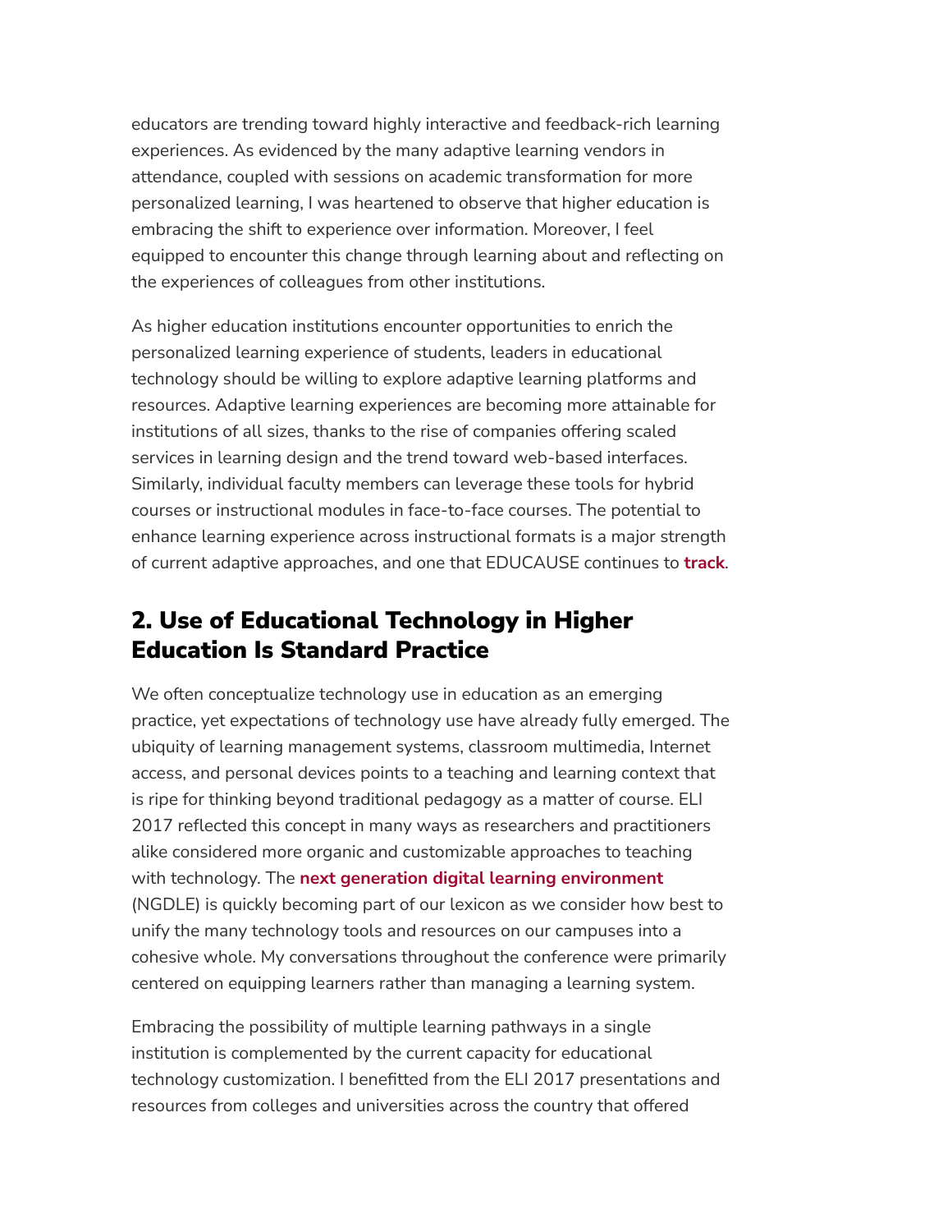educators are trending toward highly interactive and feedback-rich learning experiences. As evidenced by the many adaptive learning vendors in attendance, coupled with sessions on academic transformation for more personalized learning, I was heartened to observe that higher education is embracing the shift to experience over information. Moreover, I feel equipped to encounter this change through learning about and reflecting on the experiences of colleagues from other institutions.

As higher education institutions encounter opportunities to enrich the personalized learning experience of students, leaders in educational technology should be willing to explore adaptive learning platforms and resources. Adaptive learning experiences are becoming more attainable for institutions of all sizes, thanks to the rise of companies offering scaled services in learning design and the trend toward web-based interfaces. Similarly, individual faculty members can leverage these tools for hybrid courses or instructional modules in face-to-face courses. The potential to enhance learning experience across instructional formats is a major strength of current adaptive approaches, and one that EDUCAUSE continues to **track**.

## 2. Use of Educational Technology in Higher Education Is Standard Practice

We often conceptualize technology use in education as an emerging practice, yet expectations of technology use have already fully emerged. The ubiquity of learning management systems, classroom multimedia, Internet access, and personal devices points to a teaching and learning context that is ripe for thinking beyond traditional pedagogy as a matter of course. ELI 2017 reflected this concept in many ways as researchers and practitioners alike considered more organic and customizable approaches to teaching with technology. The **next generation digital learning environment** (NGDLE) is quickly becoming part of our lexicon as we consider how best to unify the many technology tools and resources on our campuses into a cohesive whole. My conversations throughout the conference were primarily centered on equipping learners rather than managing a learning system.

Embracing the possibility of multiple learning pathways in a single institution is complemented by the current capacity for educational technology customization. I benefitted from the ELI 2017 presentations and resources from colleges and universities across the country that offered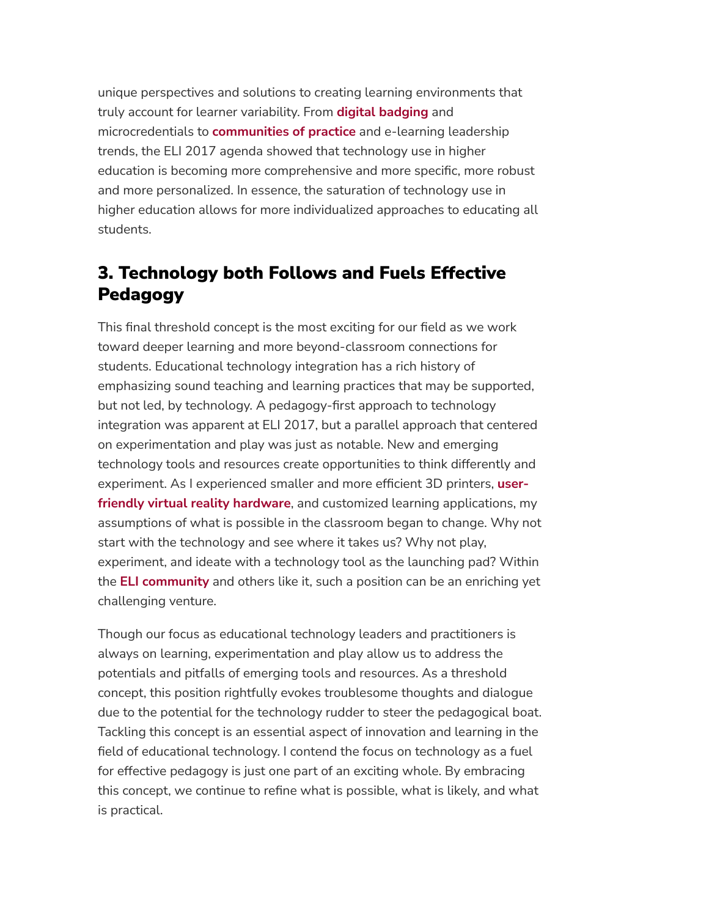unique perspectives and solutions to creating learning environments that truly account for learner variability. From **digital badging** and microcredentials to **communities of practice** and e-learning leadership trends, the ELI 2017 agenda showed that technology use in higher education is becoming more comprehensive and more specific, more robust and more personalized. In essence, the saturation of technology use in higher education allows for more individualized approaches to educating all students.

## 3. Technology both Follows and Fuels Effective Pedagogy

This final threshold concept is the most exciting for our field as we work toward deeper learning and more beyond-classroom connections for students. Educational technology integration has a rich history of emphasizing sound teaching and learning practices that may be supported, but not led, by technology. A pedagogy-first approach to technology integration was apparent at ELI 2017, but a parallel approach that centered on experimentation and play was just as notable. New and emerging technology tools and resources create opportunities to think differently and experiment. As I experienced smaller and more efficient 3D printers, **user-friendly virtual reality hardware**, and customized learning applications, my assumptions of what is possible in the classroom began to change. Why not start with the technology and see where it takes us? Why not play, experiment, and ideate with a technology tool as the launching pad? Within the **ELI community** and others like it, such a position can be an enriching yet challenging venture.

Though our focus as educational technology leaders and practitioners is always on learning, experimentation and play allow us to address the potentials and pitfalls of emerging tools and resources. As a threshold concept, this position rightfully evokes troublesome thoughts and dialogue due to the potential for the technology rudder to steer the pedagogical boat. Tackling this concept is an essential aspect of innovation and learning in the field of educational technology. I contend the focus on technology as a fuel for effective pedagogy is just one part of an exciting whole. By embracing this concept, we continue to refine what is possible, what is likely, and what is practical.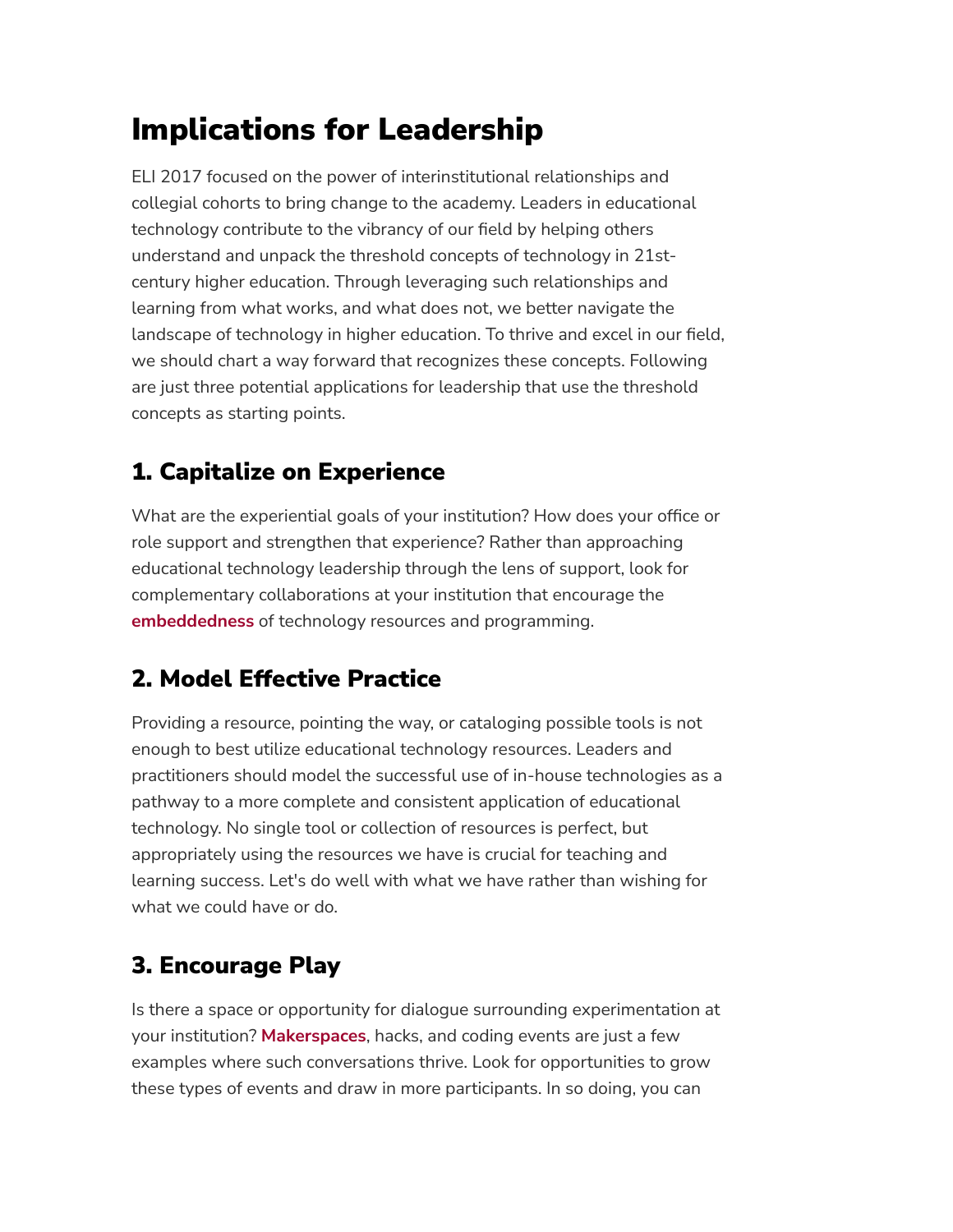# Implications for Leadership

ELI 2017 focused on the power of interinstitutional relationships and collegial cohorts to bring change to the academy. Leaders in educational technology contribute to the vibrancy of our field by helping others understand and unpack the threshold concepts of technology in 21st-century higher education. Through leveraging such relationships and learning from what works, and what does not, we better navigate the landscape of technology in higher education. To thrive and excel in our field, we should chart a way forward that recognizes these concepts. Following are just three potential applications for leadership that use the threshold concepts as starting points.

## 1. Capitalize on Experience

What are the experiential goals of your institution? How does your office or role support and strengthen that experience? Rather than approaching educational technology leadership through the lens of support, look for complementary collaborations at your institution that encourage the **embeddedness** of technology resources and programming.

## 2. Model Effective Practice

Providing a resource, pointing the way, or cataloging possible tools is not enough to best utilize educational technology resources. Leaders and practitioners should model the successful use of in-house technologies as a pathway to a more complete and consistent application of educational technology. No single tool or collection of resources is perfect, but appropriately using the resources we have is crucial for teaching and learning success. Let's do well with what we have rather than wishing for what we could have or do.

## 3. Encourage Play

Is there a space or opportunity for dialogue surrounding experimentation at your institution? **Makerspaces**, hacks, and coding events are just a few examples where such conversations thrive. Look for opportunities to grow these types of events and draw in more participants. In so doing, you can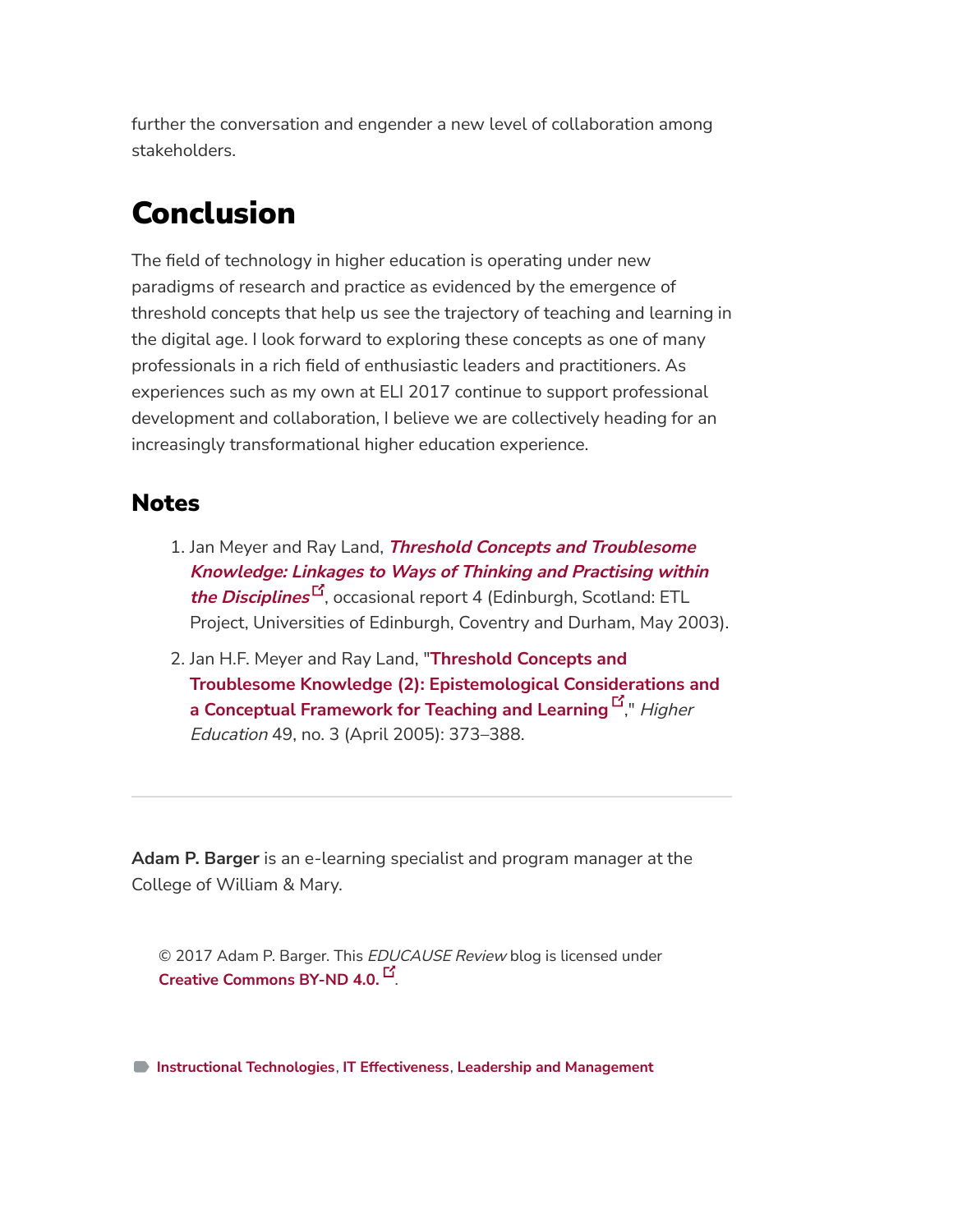further the conversation and engender a new level of collaboration among stakeholders.

# Conclusion

The field of technology in higher education is operating under new paradigms of research and practice as evidenced by the emergence of threshold concepts that help us see the trajectory of teaching and learning in the digital age. I look forward to exploring these concepts as one of many professionals in a rich field of enthusiastic leaders and practitioners. As experiences such as my own at ELI 2017 continue to support professional development and collaboration, I believe we are collectively heading for an increasingly transformational higher education experience.

## Notes

1. Jan Meyer and Ray Land, ***Threshold Concepts and Troublesome Knowledge: Linkages to Ways of Thinking and Practising within the Disciplines***, occasional report 4 (Edinburgh, Scotland: ETL Project, Universities of Edinburgh, Coventry and Durham, May 2003).
2. Jan H.F. Meyer and Ray Land, "**Threshold Concepts and Troublesome Knowledge (2): Epistemological Considerations and a Conceptual Framework for Teaching and Learning**," *Higher Education* 49, no. 3 (April 2005): 373–388.

---

**Adam P. Barger** is an e-learning specialist and program manager at the College of William & Mary.

© 2017 Adam P. Barger. This *EDUCAUSE Review* blog is licensed under **Creative Commons BY-ND 4.0.**.

**Instructional Technologies**, **IT Effectiveness**, **Leadership and Management**